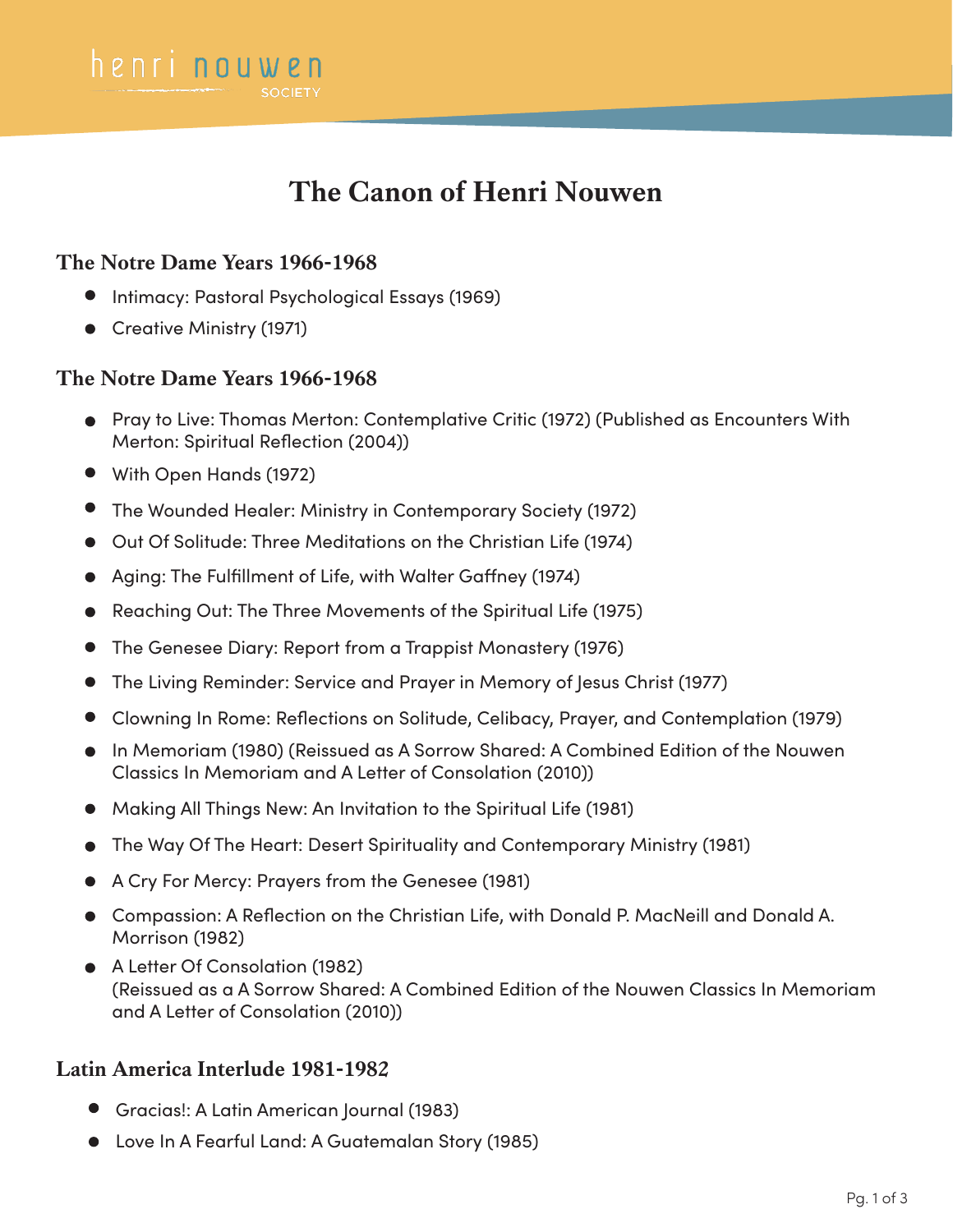# The Canon of Henri Nouwen

### The Notre Dame Years 1966-1968

- Intimacy: Pastoral Psychological Essays (1969)
- Creative Ministry (1971)

### The Notre Dame Years 1966-1968

- Pray to Live: Thomas Merton: Contemplative Critic (1972) (Published as Encounters With Merton: Spiritual Reflection (2004))
- With Open Hands (1972)
- The Wounded Healer: Ministry in Contemporary Society (1972)
- Out Of Solitude: Three Meditations on the Christian Life (1974)
- Aging: The Fulfillment of Life, with Walter Gaffney (1974)
- Reaching Out: The Three Movements of the Spiritual Life (1975)
- The Genesee Diary: Report from a Trappist Monastery (1976)
- The Living Reminder: Service and Prayer in Memory of Jesus Christ (1977)
- Clowning In Rome: Reflections on Solitude, Celibacy, Prayer, and Contemplation (1979)
- In Memoriam (1980) (Reissued as A Sorrow Shared: A Combined Edition of the Nouwen Classics In Memoriam and A Letter of Consolation (2010))
- Making All Things New: An Invitation to the Spiritual Life (1981)
- The Way Of The Heart: Desert Spirituality and Contemporary Ministry (1981)
- A Cry For Mercy: Prayers from the Genesee (1981)
- Compassion: A Reflection on the Christian Life, with Donald P. MacNeill and Donald A. Morrison (1982)
- A Letter Of Consolation (1982)
  (Reissued as a A Sorrow Shared: A Combined Edition of the Nouwen Classics In Memoriam and A Letter of Consolation (2010))

### Latin America Interlude 1981-1982

- Gracias!: A Latin American Journal (1983)
- Love In A Fearful Land: A Guatemalan Story (1985)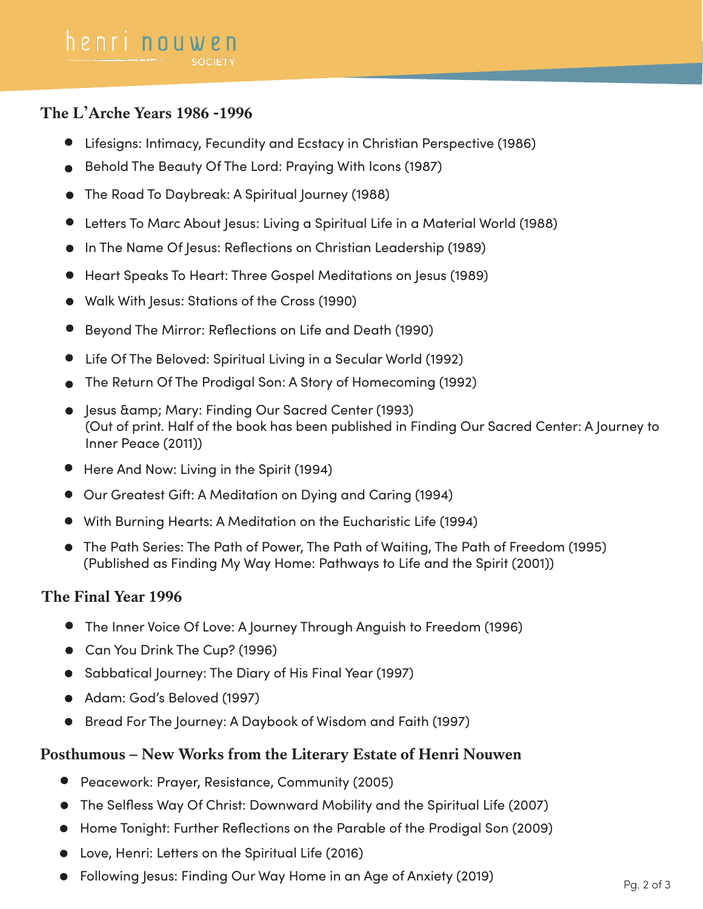## The L'Arche Years 1986 -1996

- Lifesigns: Intimacy, Fecundity and Ecstacy in Christian Perspective (1986)
- Behold The Beauty Of The Lord: Praying With Icons (1987)
- The Road To Daybreak: A Spiritual Journey (1988)
- Letters To Marc About Jesus: Living a Spiritual Life in a Material World (1988)
- In The Name Of Jesus: Reflections on Christian Leadership (1989)
- Heart Speaks To Heart: Three Gospel Meditations on Jesus (1989)
- Walk With Jesus: Stations of the Cross (1990)
- Beyond The Mirror: Reflections on Life and Death (1990)
- Life Of The Beloved: Spiritual Living in a Secular World (1992)
- The Return Of The Prodigal Son: A Story of Homecoming (1992)
- Jesus &amp; Mary: Finding Our Sacred Center (1993)
  (Out of print. Half of the book has been published in Finding Our Sacred Center: A Journey to Inner Peace (2011))
- Here And Now: Living in the Spirit (1994)
- Our Greatest Gift: A Meditation on Dying and Caring (1994)
- With Burning Hearts: A Meditation on the Eucharistic Life (1994)
- The Path Series: The Path of Power, The Path of Waiting, The Path of Freedom (1995)
  (Published as Finding My Way Home: Pathways to Life and the Spirit (2001))

## The Final Year 1996

- The Inner Voice Of Love: A Journey Through Anguish to Freedom (1996)
- Can You Drink The Cup? (1996)
- Sabbatical Journey: The Diary of His Final Year (1997)
- Adam: God's Beloved (1997)
- Bread For The Journey: A Daybook of Wisdom and Faith (1997)

## Posthumous – New Works from the Literary Estate of Henri Nouwen

- Peacework: Prayer, Resistance, Community (2005)
- The Selfless Way Of Christ: Downward Mobility and the Spiritual Life (2007)
- Home Tonight: Further Reflections on the Parable of the Prodigal Son (2009)
- Love, Henri: Letters on the Spiritual Life (2016)
- Following Jesus: Finding Our Way Home in an Age of Anxiety (2019)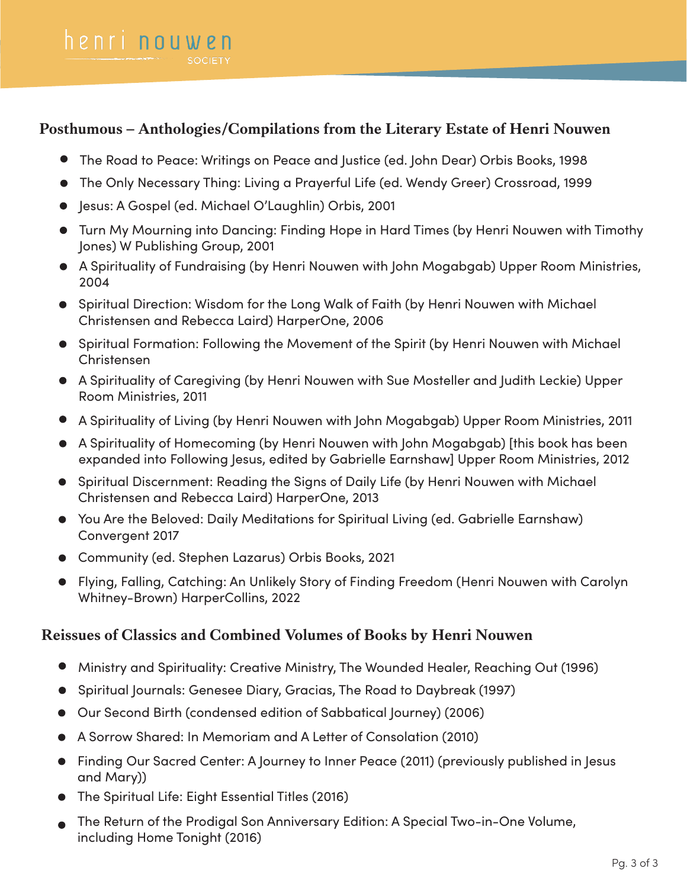## Posthumous – Anthologies/Compilations from the Literary Estate of Henri Nouwen

- The Road to Peace: Writings on Peace and Justice (ed. John Dear) Orbis Books, 1998
- The Only Necessary Thing: Living a Prayerful Life (ed. Wendy Greer) Crossroad, 1999
- Jesus: A Gospel (ed. Michael O'Laughlin) Orbis, 2001
- Turn My Mourning into Dancing: Finding Hope in Hard Times (by Henri Nouwen with Timothy Jones) W Publishing Group, 2001
- A Spirituality of Fundraising (by Henri Nouwen with John Mogabgab) Upper Room Ministries, 2004
- Spiritual Direction: Wisdom for the Long Walk of Faith (by Henri Nouwen with Michael Christensen and Rebecca Laird) HarperOne, 2006
- Spiritual Formation: Following the Movement of the Spirit (by Henri Nouwen with Michael Christensen
- A Spirituality of Caregiving (by Henri Nouwen with Sue Mosteller and Judith Leckie) Upper Room Ministries, 2011
- A Spirituality of Living (by Henri Nouwen with John Mogabgab) Upper Room Ministries, 2011
- A Spirituality of Homecoming (by Henri Nouwen with John Mogabgab) [this book has been expanded into Following Jesus, edited by Gabrielle Earnshaw] Upper Room Ministries, 2012
- Spiritual Discernment: Reading the Signs of Daily Life (by Henri Nouwen with Michael Christensen and Rebecca Laird) HarperOne, 2013
- You Are the Beloved: Daily Meditations for Spiritual Living (ed. Gabrielle Earnshaw) Convergent 2017
- Community (ed. Stephen Lazarus) Orbis Books, 2021
- Flying, Falling, Catching: An Unlikely Story of Finding Freedom (Henri Nouwen with Carolyn Whitney-Brown) HarperCollins, 2022

## Reissues of Classics and Combined Volumes of Books by Henri Nouwen

- Ministry and Spirituality: Creative Ministry, The Wounded Healer, Reaching Out (1996)
- Spiritual Journals: Genesee Diary, Gracias, The Road to Daybreak (1997)
- Our Second Birth (condensed edition of Sabbatical Journey) (2006)
- A Sorrow Shared: In Memoriam and A Letter of Consolation (2010)
- Finding Our Sacred Center: A Journey to Inner Peace (2011) (previously published in Jesus and Mary))
- The Spiritual Life: Eight Essential Titles (2016)
- The Return of the Prodigal Son Anniversary Edition: A Special Two-in-One Volume, including Home Tonight (2016)